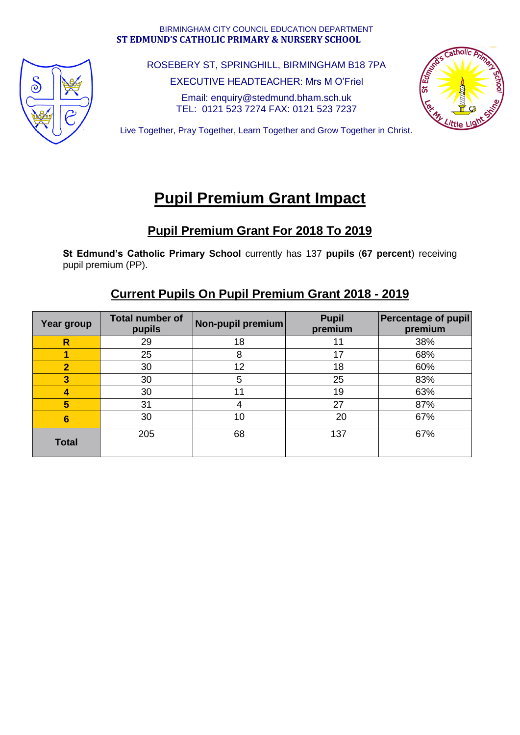BIRMINGHAM CITY COUNCIL EDUCATION DEPARTMENT

**ST EDMUND'S CATHOLIC PRIMARY & NURSERY SCHOOL**

ROSEBERY ST, SPRINGHILL, BIRMINGHAM B18 7PA

EXECUTIVE HEADTEACHER: Mrs M O'Friel

Email: enquiry@stedmund.bham.sch.uk

TEL: 0121 523 7274 FAX: 0121 523 7237

Live Together, Pray Together, Learn Together and Grow Together in Christ.

# Pupil Premium Grant Impact

## Pupil Premium Grant For 2018 To 2019

**St Edmund's Catholic Primary School** currently has 137 **pupils** (**67 percent**) receiving pupil premium (PP).

## Current Pupils On Pupil Premium Grant 2018 - 2019

| Year group | Total number of pupils | Non-pupil premium | Pupil premium | Percentage of pupil premium |
|---|---|---|---|---|
| **R** | 29 | 18 | 11 | 38% |
| **1** | 25 | 8 | 17 | 68% |
| **2** | 30 | 12 | 18 | 60% |
| **3** | 30 | 5 | 25 | 83% |
| **4** | 30 | 11 | 19 | 63% |
| **5** | 31 | 4 | 27 | 87% |
| **6** | 30 | 10 | 20 | 67% |
| **Total** | 205 | 68 | 137 | 67% |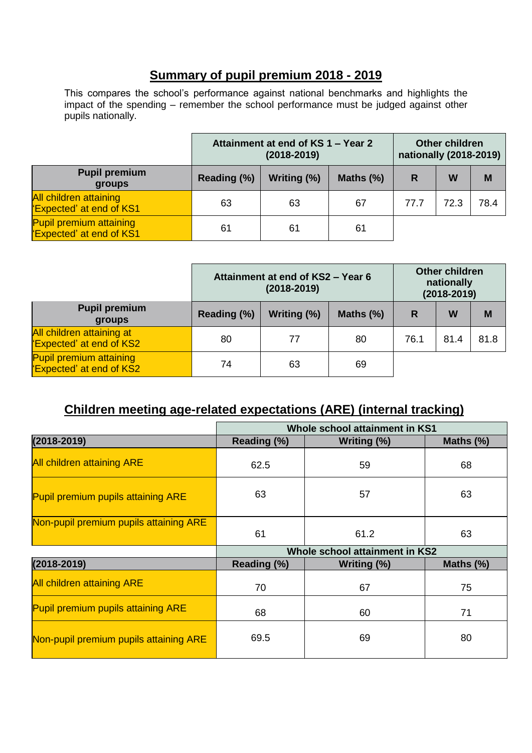## Summary of pupil premium 2018 - 2019

This compares the school's performance against national benchmarks and highlights the impact of the spending – remember the school performance must be judged against other pupils nationally.

| | Attainment at end of KS 1 – Year 2 (2018-2019) | | | Other children nationally (2018-2019) | | |
|---|---|---|---|---|---|---|
| **Pupil premium groups** | **Reading (%)** | **Writing (%)** | **Maths (%)** | **R** | **W** | **M** |
| All children attaining 'Expected' at end of KS1 | 63 | 63 | 67 | 77.7 | 72.3 | 78.4 |
| Pupil premium attaining 'Expected' at end of KS1 | 61 | 61 | 61 | | | |

| | Attainment at end of KS2 – Year 6 (2018-2019) | | | Other children nationally (2018-2019) | | |
|---|---|---|---|---|---|---|
| **Pupil premium groups** | **Reading (%)** | **Writing (%)** | **Maths (%)** | **R** | **W** | **M** |
| All children attaining at 'Expected' at end of KS2 | 80 | 77 | 80 | 76.1 | 81.4 | 81.8 |
| Pupil premium attaining 'Expected' at end of KS2 | 74 | 63 | 69 | | | |

## Children meeting age-related expectations (ARE) (internal tracking)

| | Whole school attainment in KS1 | | |
|---|---|---|---|
| **(2018-2019)** | **Reading (%)** | **Writing (%)** | **Maths (%)** |
| All children attaining ARE | 62.5 | 59 | 68 |
| Pupil premium pupils attaining ARE | 63 | 57 | 63 |
| Non-pupil premium pupils attaining ARE | 61 | 61.2 | 63 |
| | **Whole school attainment in KS2** | | |
| **(2018-2019)** | **Reading (%)** | **Writing (%)** | **Maths (%)** |
| All children attaining ARE | 70 | 67 | 75 |
| Pupil premium pupils attaining ARE | 68 | 60 | 71 |
| Non-pupil premium pupils attaining ARE | 69.5 | 69 | 80 |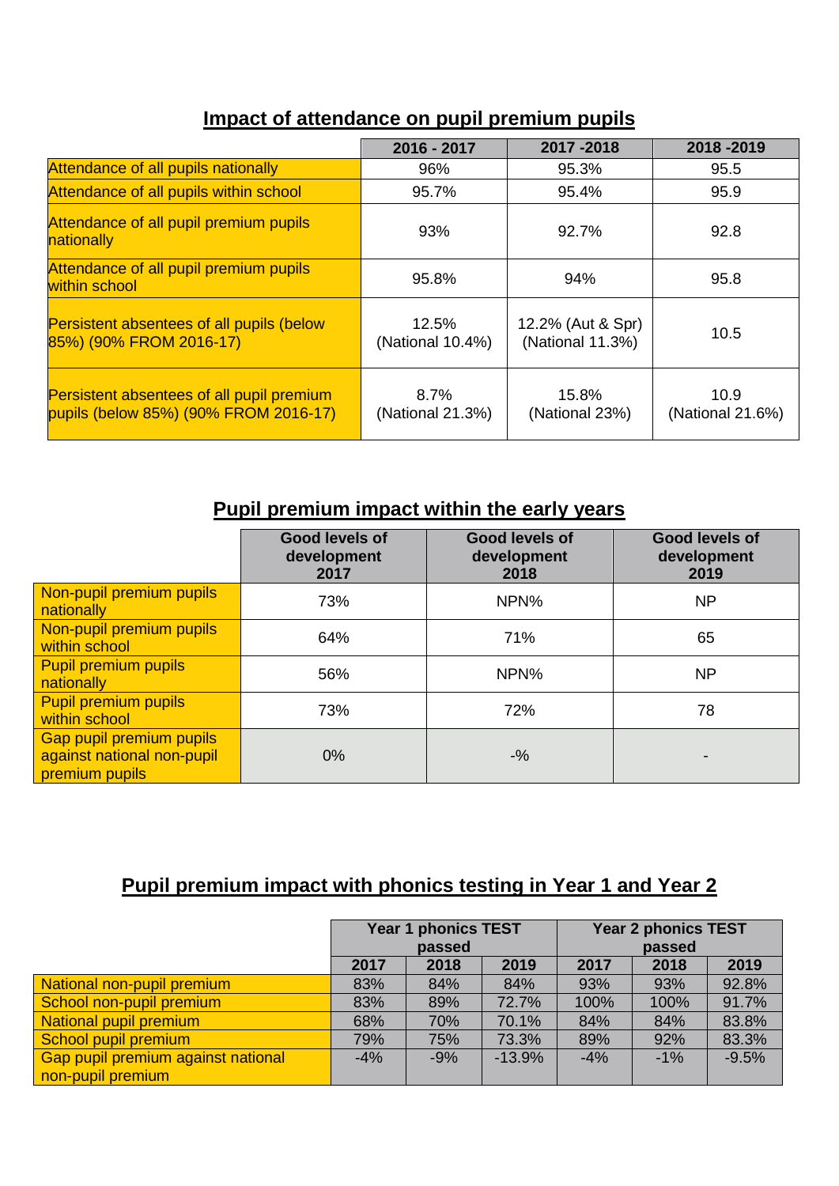## Impact of attendance on pupil premium pupils

| | 2016 - 2017 | 2017 -2018 | 2018 -2019 |
|---|---|---|---|
| Attendance of all pupils nationally | 96% | 95.3% | 95.5 |
| Attendance of all pupils within school | 95.7% | 95.4% | 95.9 |
| Attendance of all pupil premium pupils nationally | 93% | 92.7% | 92.8 |
| Attendance of all pupil premium pupils within school | 95.8% | 94% | 95.8 |
| Persistent absentees of all pupils (below 85%) (90% FROM 2016-17) | 12.5% (National 10.4%) | 12.2% (Aut & Spr) (National 11.3%) | 10.5 |
| Persistent absentees of all pupil premium pupils (below 85%) (90% FROM 2016-17) | 8.7% (National 21.3%) | 15.8% (National 23%) | 10.9 (National 21.6%) |

## Pupil premium impact within the early years

| | Good levels of development 2017 | Good levels of development 2018 | Good levels of development 2019 |
|---|---|---|---|
| Non-pupil premium pupils nationally | 73% | NPN% | NP |
| Non-pupil premium pupils within school | 64% | 71% | 65 |
| Pupil premium pupils nationally | 56% | NPN% | NP |
| Pupil premium pupils within school | 73% | 72% | 78 |
| Gap pupil premium pupils against national non-pupil premium pupils | 0% | -% | - |

## Pupil premium impact with phonics testing in Year 1 and Year 2

| | Year 1 phonics TEST passed | | | Year 2 phonics TEST passed | | |
|---|---|---|---|---|---|---|
| | 2017 | 2018 | 2019 | 2017 | 2018 | 2019 |
| National non-pupil premium | 83% | 84% | 84% | 93% | 93% | 92.8% |
| School non-pupil premium | 83% | 89% | 72.7% | 100% | 100% | 91.7% |
| National pupil premium | 68% | 70% | 70.1% | 84% | 84% | 83.8% |
| School pupil premium | 79% | 75% | 73.3% | 89% | 92% | 83.3% |
| Gap pupil premium against national non-pupil premium | -4% | -9% | -13.9% | -4% | -1% | -9.5% |